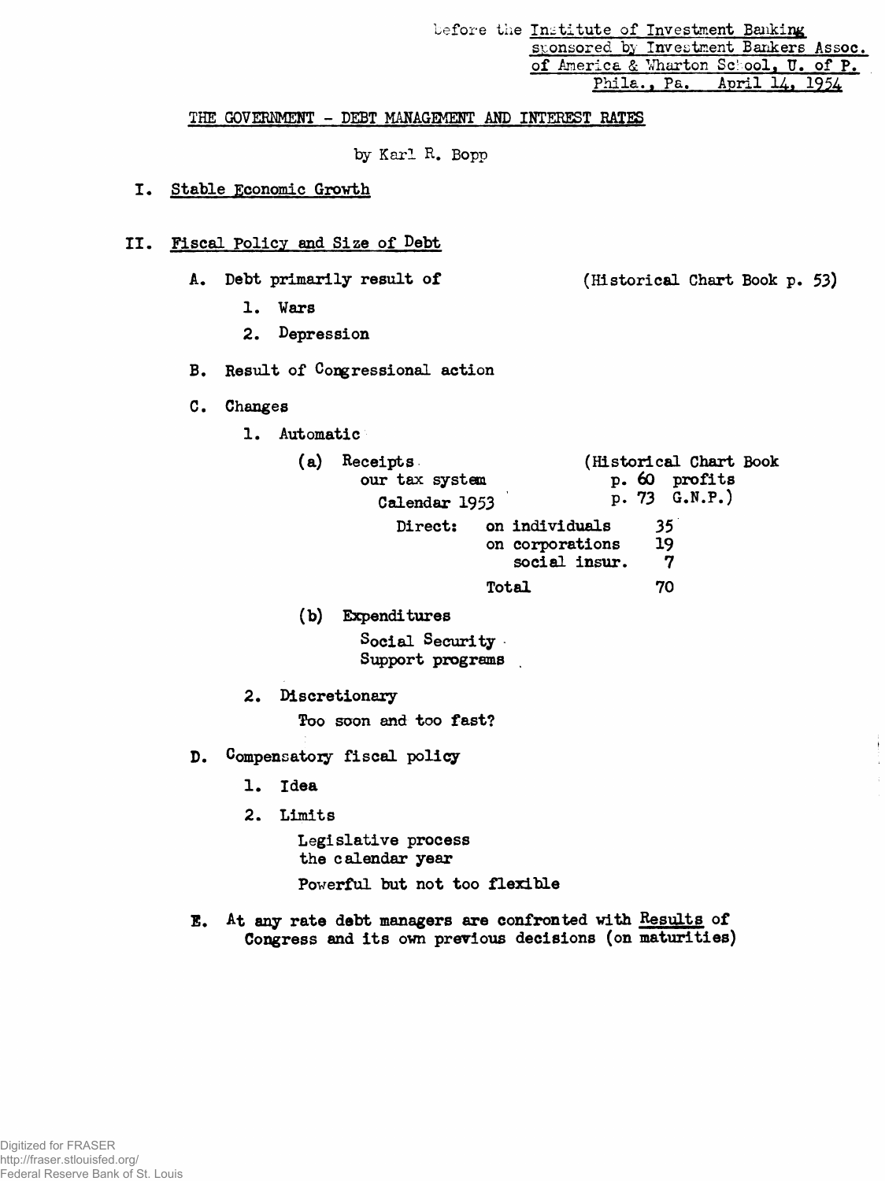Before the Institute of Investment Banking
sponsored by Investment Bankers Assoc.
of America & Wharton School, U. of P.
Phila., Pa. April 14, 1954

# THE GOVERNMENT - DEBT MANAGEMENT AND INTEREST RATES

by Karl R. Bopp

## I. Stable Economic Growth

## II. Fiscal Policy and Size of Debt

A. Debt primarily result of (Historical Chart Book p. 53)

1. Wars
2. Depression

B. Result of Congressional action

C. Changes

1. Automatic

(a) Receipts (Historical Chart Book p. 60 profits, p. 73 G.N.P.)

our tax system

Calendar 1953

| | | |
|---|---|---|
| Direct: | on individuals | 35 |
| | on corporations | 19 |
| | social insur. | 7 |
| | Total | 70 |

(b) Expenditures

Social Security
Support programs

2. Discretionary

Too soon and too fast?

D. Compensatory fiscal policy

1. Idea
2. Limits

Legislative process
the calendar year

Powerful but not too flexible

E. At any rate debt managers are confronted with Results of Congress and its own previous decisions (on maturities)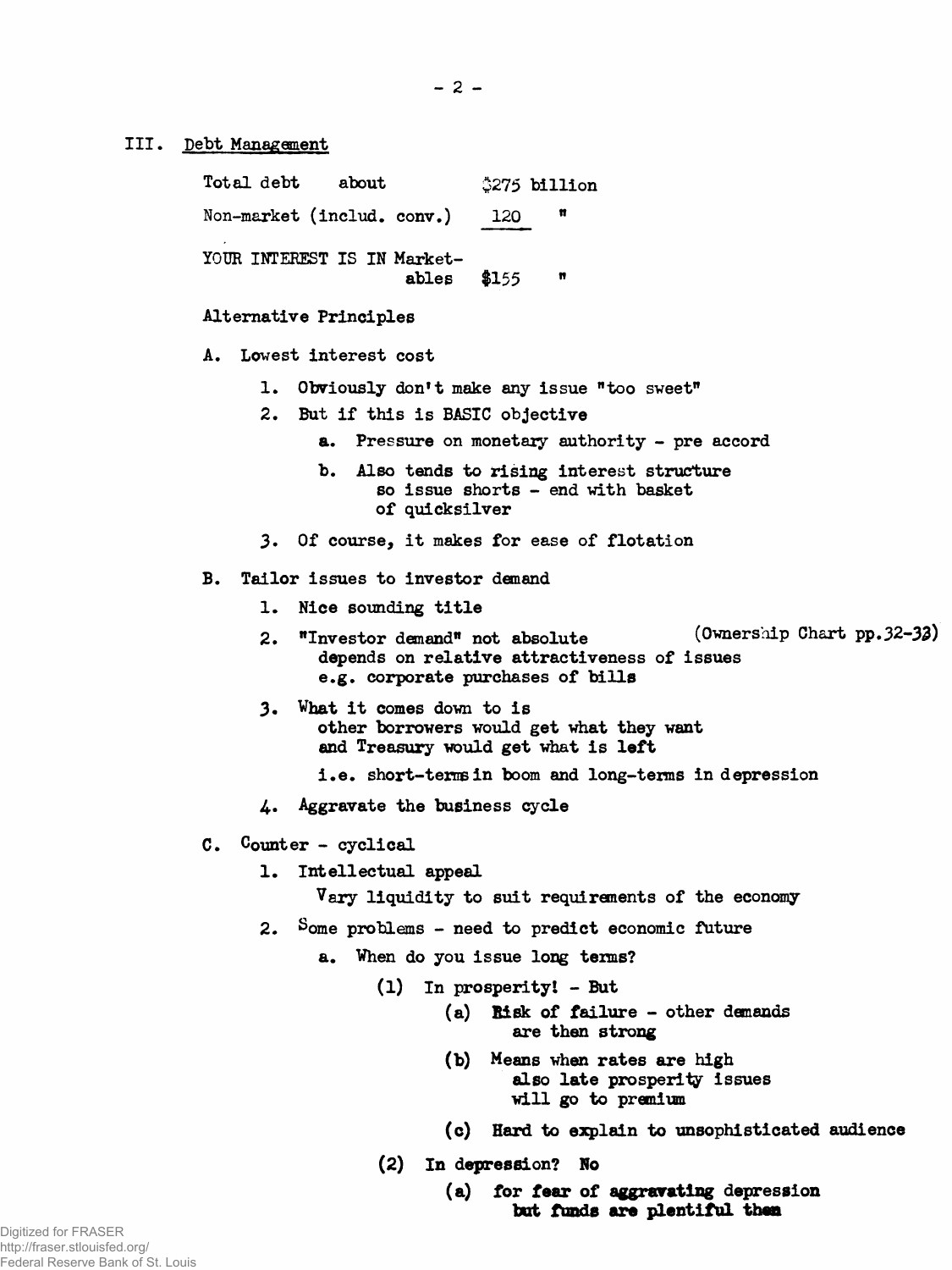## III. Debt Management

Total debt about $275 billion

Non-market (includ. conv.) 120 "

YOUR INTEREST IS IN Marketables $155 "

Alternative Principles

A. Lowest interest cost

1. Obviously don't make any issue "too sweet"
2. But if this is BASIC objective
    a. Pressure on monetary authority - pre accord
    b. Also tends to rising interest structure so issue shorts - end with basket of quicksilver
3. Of course, it makes for ease of flotation

B. Tailor issues to investor demand

1. Nice sounding title
2. "Investor demand" not absolute (Ownership Chart pp.32-33) depends on relative attractiveness of issues e.g. corporate purchases of bills
3. What it comes down to is other borrowers would get what they want and Treasury would get what is left

    i.e. short-terms in boom and long-terms in depression
4. Aggravate the business cycle

C. Counter - cyclical

1. Intellectual appeal

    Vary liquidity to suit requirements of the economy
2. Some problems - need to predict economic future
    a. When do you issue long terms?
        (1) In prosperity! - But
            (a) Risk of failure - other demands are then strong
            (b) Means when rates are high also late prosperity issues will go to premium
            (c) Hard to explain to unsophisticated audience
        (2) In depression? No
            (a) for fear of aggravating depression but funds are plentiful then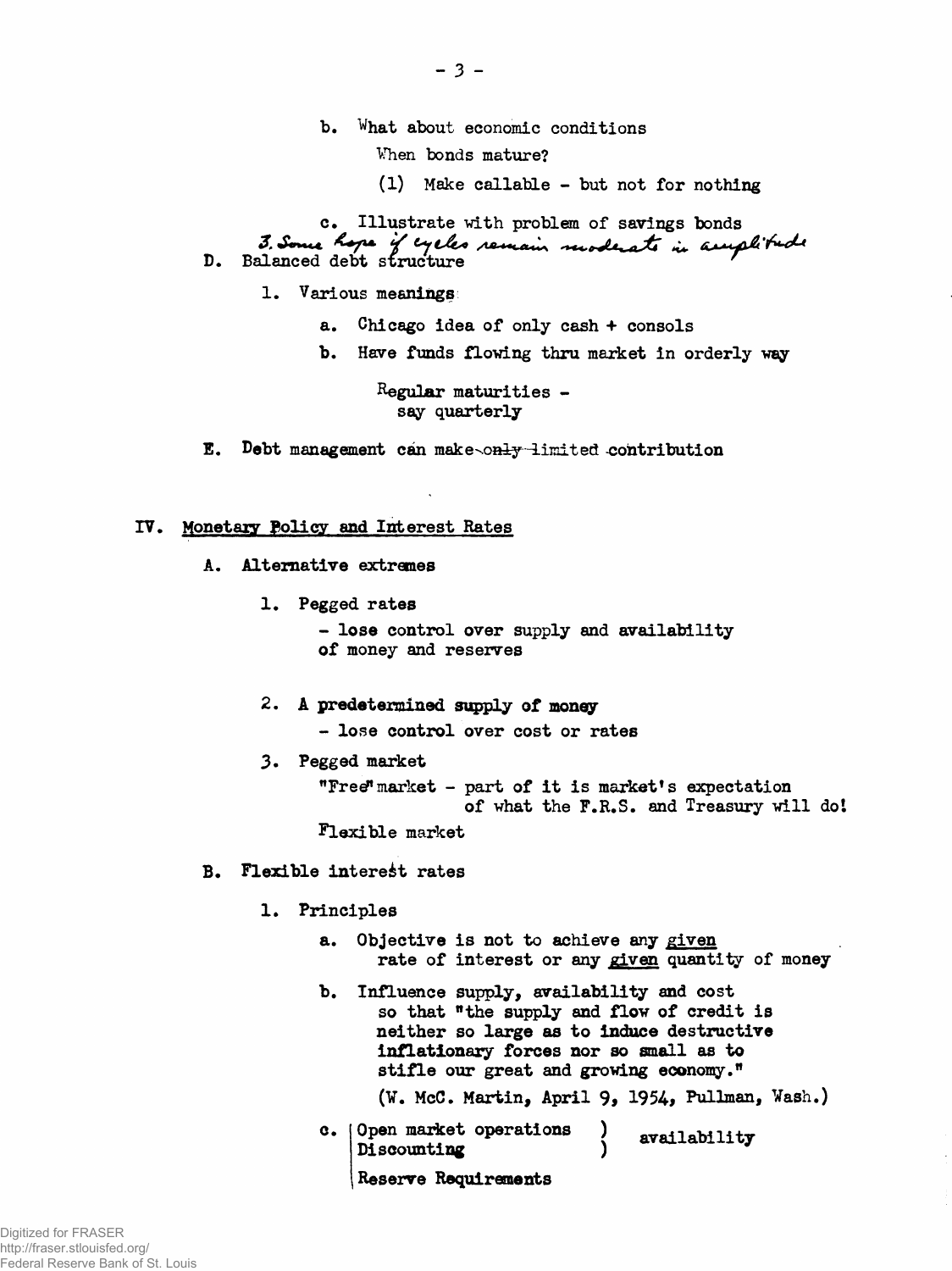b. What about economic conditions

When bonds mature?

(1) Make callable - but not for nothing

c. Illustrate with problem of savings bonds

3. Some hope if cycles remain moderate in amplitude

D. Balanced debt structure

1. Various meanings

a. Chicago idea of only cash + consols

b. Have funds flowing thru market in orderly way

Regular maturities - say quarterly

E. Debt management can make ~~only~~ limited contribution

## IV. Monetary Policy and Interest Rates

A. Alternative extremes

1. Pegged rates

- lose control over supply and availability of money and reserves

2. A predetermined supply of money

- lose control over cost or rates

3. Pegged market

"Free" market - part of it is market's expectation of what the F.R.S. and Treasury will do!

Flexible market

B. Flexible interest rates

1. Principles

a. Objective is not to achieve any <u>given</u> rate of interest or any <u>given</u> quantity of money

b. Influence supply, availability and cost so that "the supply and flow of credit is neither so large as to induce destructive inflationary forces nor so small as to stifle our great and growing economy."

(W. McC. Martin, April 9, 1954, Pullman, Wash.)

c. Open market operations ) availability
Discounting )
Reserve Requirements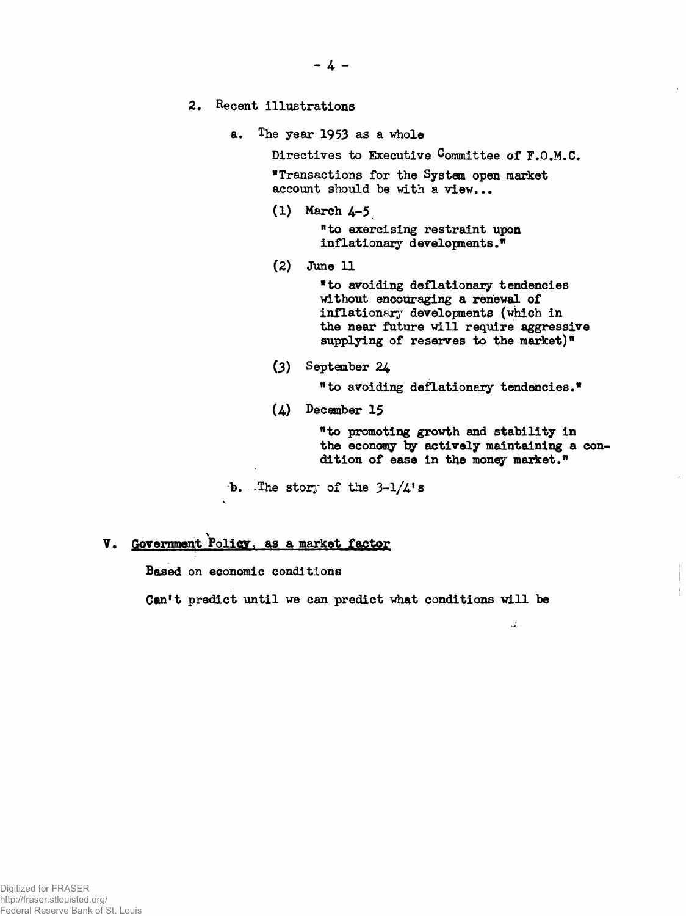2. Recent illustrations

   a. The year 1953 as a whole

      Directives to Executive Committee of F.O.M.C.

      "Transactions for the System open market account should be with a view...

      (1) March 4-5

         "to exercising restraint upon inflationary developments."

      (2) June 11

         "to avoiding deflationary tendencies without encouraging a renewal of inflationary developments (which in the near future will require aggressive supplying of reserves to the market)"

      (3) September 24

         "to avoiding deflationary tendencies."

      (4) December 15

         "to promoting growth and stability in the economy by actively maintaining a condition of ease in the money market."

   b. The story of the 3-1/4's

## V. Government Policy, as a market factor

Based on economic conditions

Can't predict until we can predict what conditions will be